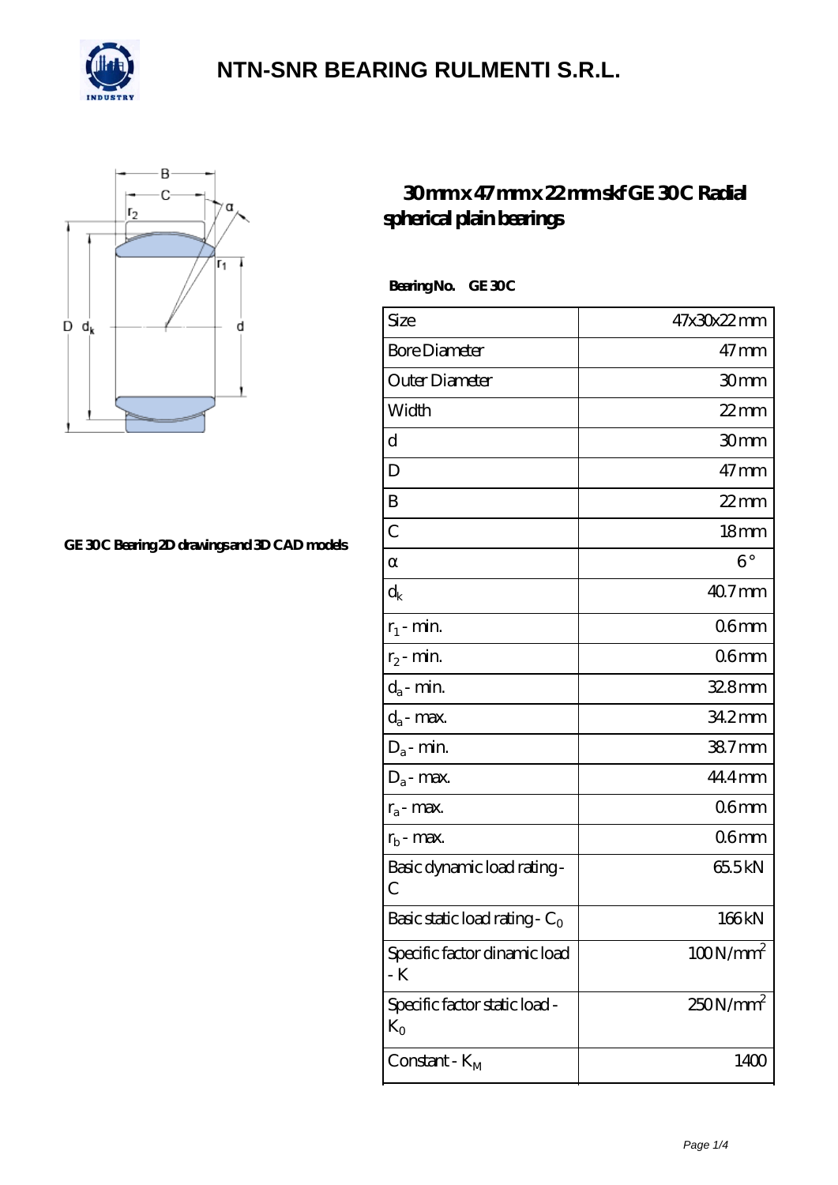# NTN-SNR BEARING RULMENTI S.R.L.

GE 30C Bearing 2D drawings and 3D CAD models

## 30 mm x 47 mm x 22 mm skf GE 30C Radial spherical plain bearings

**Bearing No. GE 30C**

| | |
|---|---|
| Size | 47x30x22 mm |
| Bore Diameter | 47 mm |
| Outer Diameter | 30 mm |
| Width | 22 mm |
| d | 30 mm |
| D | 47 mm |
| B | 22 mm |
| C | 18 mm |
| α | 6 ° |
| $d_k$ | 40.7 mm |
| $r_1$ - min. | 0.6 mm |
| $r_2$ - min. | 0.6 mm |
| $d_a$ - min. | 32.8 mm |
| $d_a$ - max. | 34.2 mm |
| $D_a$ - min. | 38.7 mm |
| $D_a$ - max. | 44.4 mm |
| $r_a$ - max. | 0.6 mm |
| $r_b$ - max. | 0.6 mm |
| Basic dynamic load rating - C | 65.5 kN |
| Basic static load rating - $C_0$ | 166 kN |
| Specific factor dinamic load - K | 100 N/mm$^2$ |
| Specific factor static load - $K_0$ | 250 N/mm$^2$ |
| Constant - $K_M$ | 1400 |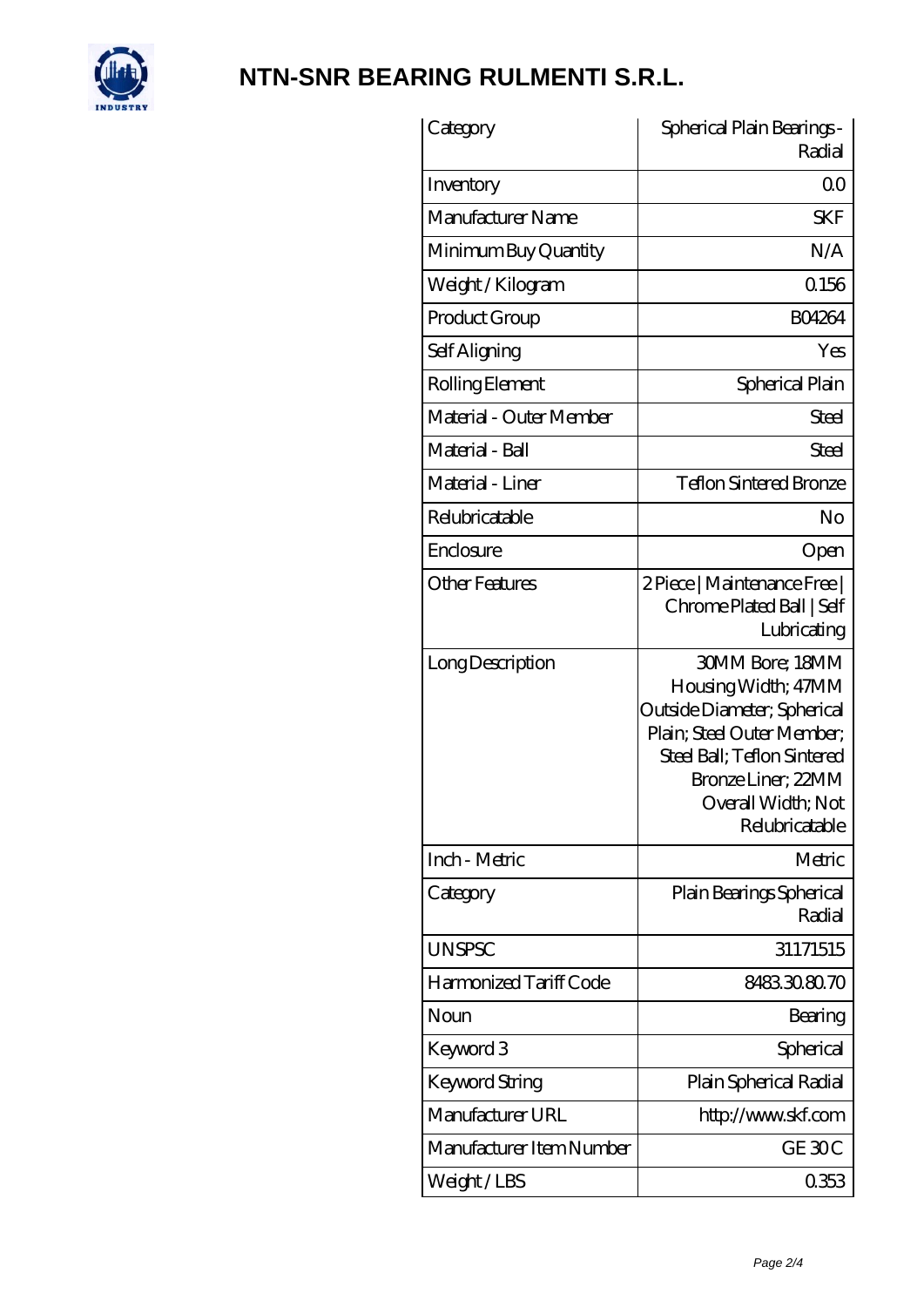# NTN-SNR BEARING RULMENTI S.R.L.

| Category | Spherical Plain Bearings - Radial |
|---|---|
| Inventory | 0.0 |
| Manufacturer Name | SKF |
| Minimum Buy Quantity | N/A |
| Weight / Kilogram | 0.156 |
| Product Group | B04264 |
| Self Aligning | Yes |
| Rolling Element | Spherical Plain |
| Material - Outer Member | Steel |
| Material - Ball | Steel |
| Material - Liner | Teflon Sintered Bronze |
| Relubricatable | No |
| Enclosure | Open |
| Other Features | 2 Piece \| Maintenance Free \| Chrome Plated Ball \| Self Lubricating |
| Long Description | 30MM Bore; 18MM Housing Width; 47MM Outside Diameter; Spherical Plain; Steel Outer Member; Steel Ball; Teflon Sintered Bronze Liner; 22MM Overall Width; Not Relubricatable |
| Inch - Metric | Metric |
| Category | Plain Bearings Spherical Radial |
| UNSPSC | 31171515 |
| Harmonized Tariff Code | 8483.30.80.70 |
| Noun | Bearing |
| Keyword 3 | Spherical |
| Keyword String | Plain Spherical Radial |
| Manufacturer URL | http://www.skf.com |
| Manufacturer Item Number | GE 30 C |
| Weight / LBS | 0.353 |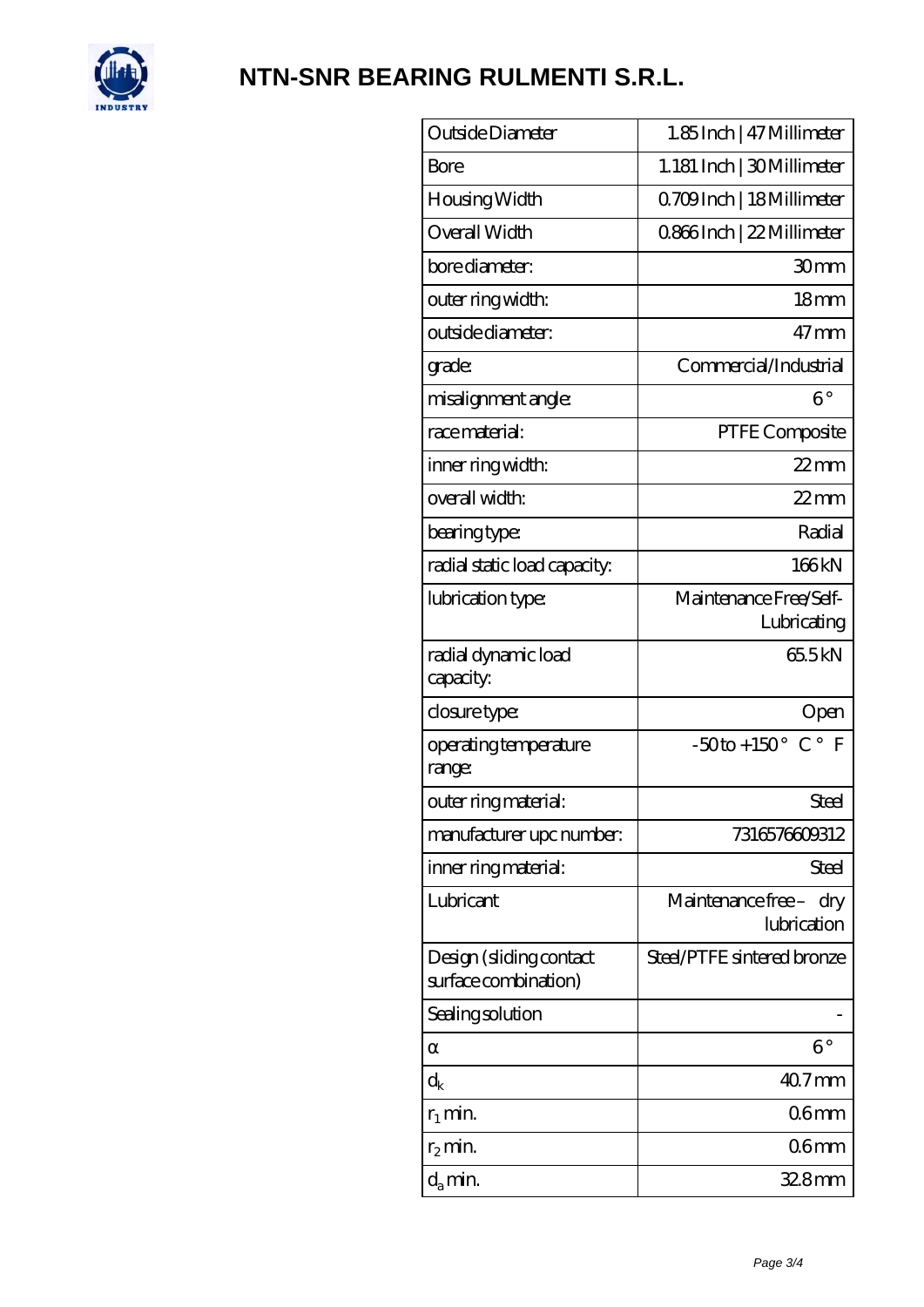# NTN-SNR BEARING RULMENTI S.R.L.

| | |
|---|---|
| Outside Diameter | 1.85 Inch \| 47 Millimeter |
| Bore | 1.181 Inch \| 30 Millimeter |
| Housing Width | 0.709 Inch \| 18 Millimeter |
| Overall Width | 0.866 Inch \| 22 Millimeter |
| bore diameter: | 30 mm |
| outer ring width: | 18 mm |
| outside diameter: | 47 mm |
| grade: | Commercial/Industrial |
| misalignment angle: | 6 ° |
| race material: | PTFE Composite |
| inner ring width: | 22 mm |
| overall width: | 22 mm |
| bearing type: | Radial |
| radial static load capacity: | 166 kN |
| lubrication type: | Maintenance Free/Self-Lubricating |
| radial dynamic load capacity: | 65.5 kN |
| closure type: | Open |
| operating temperature range: | -50 to +150 ° C ° F |
| outer ring material: | Steel |
| manufacturer upc number: | 7316576609312 |
| inner ring material: | Steel |
| Lubricant | Maintenance free – dry lubrication |
| Design (sliding contact surface combination) | Steel/PTFE sintered bronze |
| Sealing solution | - |
| α | 6 ° |
| $d_k$ | 40.7 mm |
| $r_1$ min. | 0.6 mm |
| $r_2$ min. | 0.6 mm |
| $d_a$ min. | 32.8 mm |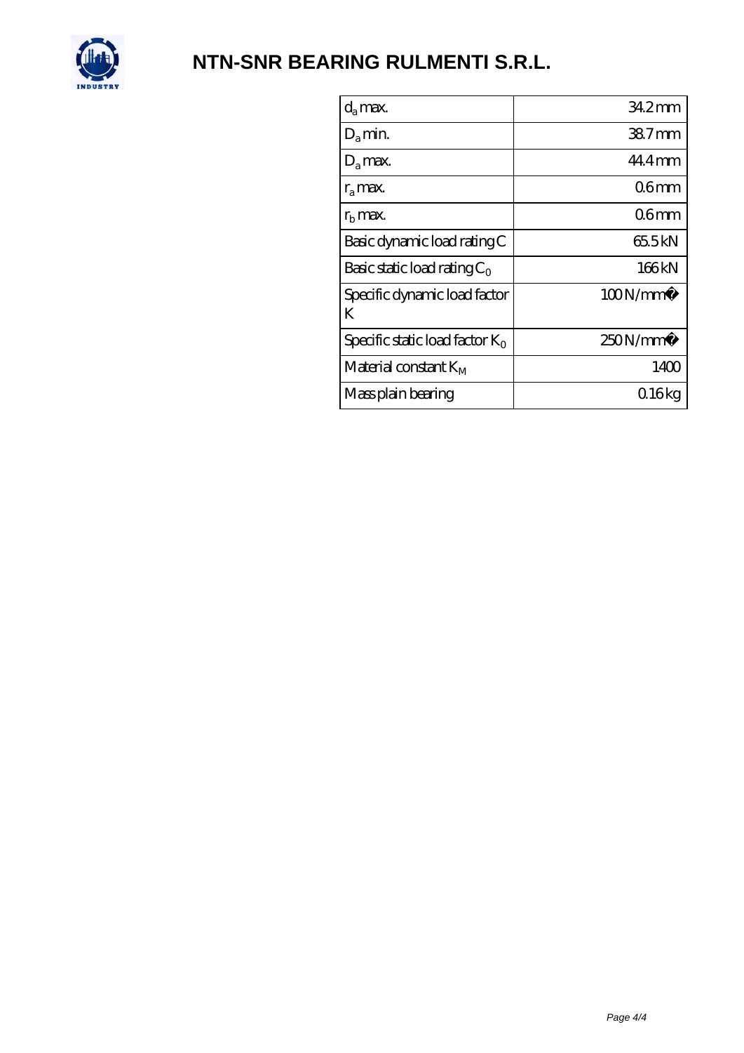# NTN-SNR BEARING RULMENTI S.R.L.

| | |
|---|---|
| $d_a$ max. | 34.2 mm |
| $D_a$ min. | 38.7 mm |
| $D_a$ max. | 44.4 mm |
| $r_a$ max. | 0.6 mm |
| $r_b$ max. | 0.6 mm |
| Basic dynamic load rating C | 65.5 kN |
| Basic static load rating $C_0$ | 166 kN |
| Specific dynamic load factor K | 100 N/mm� |
| Specific static load factor $K_0$ | 250 N/mm� |
| Material constant $K_M$ | 1400 |
| Mass plain bearing | 0.16 kg |